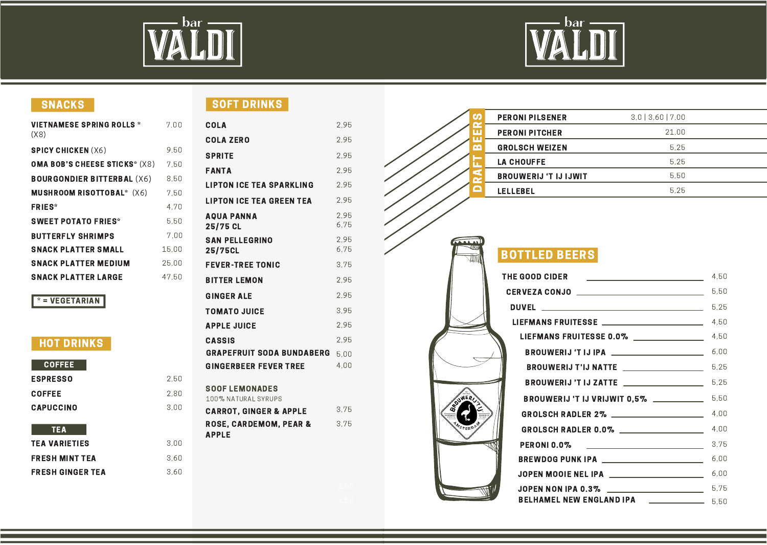# bar VALDI

## SNACKS

| Item | Price |
|---|---|
| VIETNAMESE SPRING ROLLS * (X8) | 7,00 |
| SPICY CHICKEN (X6) | 9,50 |
| OMA BOB'S CHEESE STICKS* (X8) | 7,50 |
| BOURGONDIER BITTERBAL (X6) | 8,50 |
| MUSHROOM RISOTTOBAL* (X6) | 7,50 |
| FRIES* | 4,70 |
| SWEET POTATO FRIES* | 5,50 |
| BUTTERFLY SHRIMPS | 7,00 |
| SNACK PLATTER SMALL | 15,00 |
| SNACK PLATTER MEDIUM | 25,00 |
| SNACK PLATTER LARGE | 47,50 |

* = VEGETARIAN

## HOT DRINKS

### COFFEE

| Item | Price |
|---|---|
| ESPRESSO | 2,50 |
| COFFEE | 2,80 |
| CAPUCCINO | 3,00 |

### TEA

| Item | Price |
|---|---|
| TEA VARIETIES | 3,00 |
| FRESH MINT TEA | 3,60 |
| FRESH GINGER TEA | 3,60 |

## SOFT DRINKS

| Item | Price |
|---|---|
| COLA | 2,95 |
| COLA ZERO | 2,95 |
| SPRITE | 2,95 |
| FANTA | 2,95 |
| LIPTON ICE TEA SPARKLING | 2,95 |
| LIPTON ICE TEA GREEN TEA | 2,95 |
| AQUA PANNA 25/75 CL | 2,95 / 6,75 |
| SAN PELLEGRINO 25/75CL | 2,95 / 6,75 |
| FEVER-TREE TONIC | 3,75 |
| BITTER LEMON | 2,95 |
| GINGER ALE | 2,95 |
| TOMATO JUICE | 3,95 |
| APPLE JUICE | 2,95 |
| CASSIS | 2,95 |
| GRAPEFRUIT SODA BUNDABERG | 5,00 |
| GINGERBEER FEVER TREE | 4,00 |

### SOOF LEMONADES

100% NATURAL SYRUPS

| Item | Price |
|---|---|
| CARROT, GINGER & APPLE | 3,75 |
| ROSE, CARDEMOM, PEAR & APPLE | 3,75 |

## DRAFT BEERS

| Item | Price |
|---|---|
| PERONI PILSENER | 3,0 \| 3,60 \| 7,00 |
| PERONI PITCHER | 21,00 |
| GROLSCH WEIZEN | 5,25 |
| LA CHOUFFE | 5,25 |
| BROUWERIJ 'T IJ IJWIT | 5,50 |
| LELLEBEL | 5,25 |

## BOTTLED BEERS

| Item | Price |
|---|---|
| THE GOOD CIDER | 4,50 |
| CERVEZA CONJO | 5,50 |
| DUVEL | 5,25 |
| LIEFMANS FRUITESSE | 4,50 |
| LIEFMANS FRUITESSE 0.0% | 4,50 |
| BROUWERIJ 'T IJ IPA | 6,00 |
| BROUWERIJ T'IJ NATTE | 5,25 |
| BROUWERIJ 'T IJ ZATTE | 5,25 |
| BROUWERIJ 'T IJ VRIJWIT 0,5% | 5,50 |
| GROLSCH RADLER 2% | 4,00 |
| GROLSCH RADLER 0.0% | 4,00 |
| PERONI 0.0% | 3,75 |
| BREWDOG PUNK IPA | 6,00 |
| JOPEN MOOIE NEL IPA | 6,00 |
| JOPEN NON IPA 0.3% | 5,75 |
| BELHAMEL NEW ENGLAND IPA | 5,50 |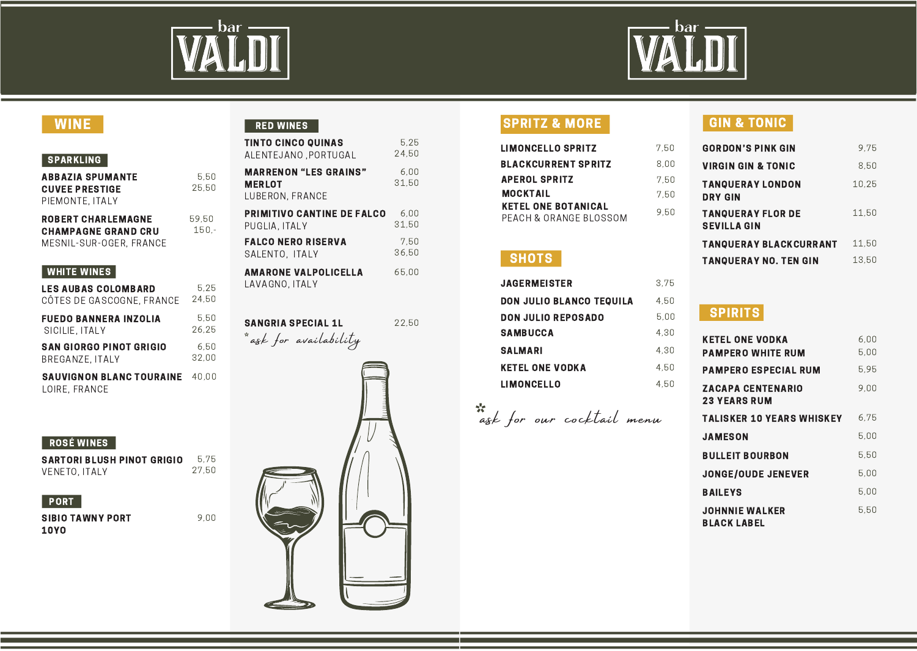# bar VALDI

## WINE

### SPARKLING

**ABBAZIA SPUMANTE CUVEE PRESTIGE** — 5,50 / 25,50
PIEMONTE, ITALY

**ROBERT CHARLEMAGNE CHAMPAGNE GRAND CRU** — 59,50 / 150,-
MESNIL-SUR-OGER, FRANCE

### WHITE WINES

**LES AUBAS COLOMBARD** — 5,25 / 24,50
CÔTES DE GASCOGNE, FRANCE

**FUEDO BANNERA INZOLIA** — 5,50 / 26,25
SICILIE, ITALY

**SAN GIORGO PINOT GRIGIO** — 6,50 / 32,00
BREGANZE, ITALY

**SAUVIGNON BLANC TOURAINE** — 40,00
LOIRE, FRANCE

### ROSÉ WINES

**SARTORI BLUSH PINOT GRIGIO** — 5,75 / 27,50
VENETO, ITALY

### PORT

**SIBIO TAWNY PORT 10YO** — 9,00

### RED WINES

**TINTO CINCO QUINAS** — 5,25 / 24,50
ALENTEJANO ,PORTUGAL

**MARRENON "LES GRAINS" MERLOT** — 6,00 / 31,50
LUBERON, FRANCE

**PRIMITIVO CANTINE DE FALCO** — 6,00 / 31,50
PUGLIA, ITALY

**FALCO NERO RISERVA** — 7,50 / 36,50
SALENTO, ITALY

**AMARONE VALPOLICELLA** — 65,00
LAVAGNO, ITALY

**SANGRIA SPECIAL 1L** — 22,50
*ask for availability

# bar VALDI

## SPRITZ & MORE

| | |
|---|---|
| **LIMONCELLO SPRITZ** | 7,50 |
| **BLACKCURRENT SPRITZ** | 8,00 |
| **APEROL SPRITZ** | 7,50 |
| **MOCKTAIL** | 7,50 |
| **KETEL ONE BOTANICAL** PEACH & ORANGE BLOSSOM | 9,50 |

## SHOTS

| | |
|---|---|
| **JAGERMEISTER** | 3,75 |
| **DON JULIO BLANCO TEQUILA** | 4,50 |
| **DON JULIO REPOSADO** | 5,00 |
| **SAMBUCCA** | 4,30 |
| **SALMARI** | 4,30 |
| **KETEL ONE VODKA** | 4,50 |
| **LIMONCELLO** | 4,50 |

*ask for our cocktail menu

## GIN & TONIC

| | |
|---|---|
| **GORDON'S PINK GIN** | 9,75 |
| **VIRGIN GIN & TONIC** | 8,50 |
| **TANQUERAY LONDON DRY GIN** | 10,25 |
| **TANQUERAY FLOR DE SEVILLA GIN** | 11,50 |
| **TANQUERAY BLACKCURRANT** | 11,50 |
| **TANQUERAY NO. TEN GIN** | 13,50 |

## SPIRITS

| | |
|---|---|
| **KETEL ONE VODKA** | 6,00 |
| **PAMPERO WHITE RUM** | 5,00 |
| **PAMPERO ESPECIAL RUM** | 5,95 |
| **ZACAPA CENTENARIO 23 YEARS RUM** | 9,00 |
| **TALISKER 10 YEARS WHISKEY** | 6,75 |
| **JAMESON** | 5,00 |
| **BULLEIT BOURBON** | 5,50 |
| **JONGE/OUDE JENEVER** | 5,00 |
| **BAILEYS** | 5,00 |
| **JOHNNIE WALKER BLACK LABEL** | 5,50 |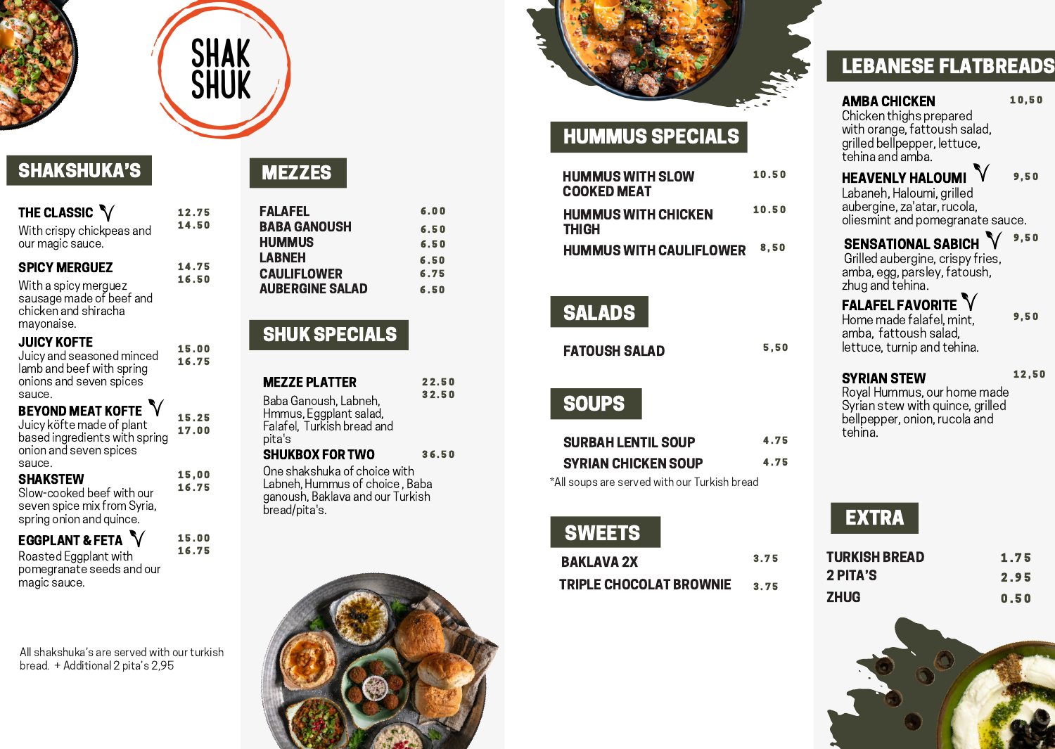SHAK SHUK

## SHAKSHUKA'S

**THE CLASSIC** (V) — 12.75 / 14.50
With crispy chickpeas and our magic sauce.

**SPICY MERGUEZ** — 14.75 / 16.50
With a spicy merguez sausage made of beef and chicken and shiracha mayonaise.

**JUICY KOFTE** — 15.00 / 16.75
Juicy and seasoned minced lamb and beef with spring onions and seven spices sauce.

**BEYOND MEAT KOFTE** (V) — 15.25 / 17.00
Juicy köfte made of plant based ingredients with spring onion and seven spices sauce.

**SHAKSTEW** — 15,00 / 16.75
Slow-cooked beef with our seven spice mix from Syria, spring onion and quince.

**EGGPLANT & FETA** (V) — 15.00 / 16.75
Roasted Eggplant with pomegranate seeds and our magic sauce.

All shakshuka's are served with our turkish bread. + Additional 2 pita's 2,95

## MEZZES

| | |
|---|---|
| FALAFEL | 6.00 |
| BABA GANOUSH | 6.50 |
| HUMMUS | 6.50 |
| LABNEH | 6.50 |
| CAULIFLOWER | 6.75 |
| AUBERGINE SALAD | 6.50 |

## SHUK SPECIALS

**MEZZE PLATTER** — 22.50 / 32.50
Baba Ganoush, Labneh, Hmmus, Eggplant salad, Falafel, Turkish bread and pita's

**SHUKBOX FOR TWO** — 36.50
One shakshuka of choice with Labneh, Hummus of choice, Baba ganoush, Baklava and our Turkish bread/pita's.

## HUMMUS SPECIALS

| | |
|---|---|
| HUMMUS WITH SLOW COOKED MEAT | 10.50 |
| HUMMUS WITH CHICKEN THIGH | 10.50 |
| HUMMUS WITH CAULIFLOWER | 8,50 |

## SALADS

| | |
|---|---|
| FATOUSH SALAD | 5,50 |

## SOUPS

| | |
|---|---|
| SURBAH LENTIL SOUP | 4.75 |
| SYRIAN CHICKEN SOUP | 4.75 |

*All soups are served with our Turkish bread

## SWEETS

| | |
|---|---|
| BAKLAVA 2X | 3.75 |
| TRIPLE CHOCOLAT BROWNIE | 3.75 |

## LEBANESE FLATBREADS

**AMBA CHICKEN** — 10,50
Chicken thighs prepared with orange, fattoush salad, grilled bellpepper, lettuce, tehina and amba.

**HEAVENLY HALOUMI** (V) — 9,50
Labaneh, Haloumi, grilled aubergine, za'atar, rucola, oliesmint and pomegranate sauce.

**SENSATIONAL SABICH** (V) — 9,50
Grilled aubergine, crispy fries, amba, egg, parsley, fatoush, zhug and tehina.

**FALAFEL FAVORITE** (V) — 9,50
Home made falafel, mint, amba, fattoush salad, lettuce, turnip and tehina.

**SYRIAN STEW** — 12,50
Royal Hummus, our home made Syrian stew with quince, grilled bellpepper, onion, rucola and tehina.

## EXTRA

| | |
|---|---|
| TURKISH BREAD | 1.75 |
| 2 PITA'S | 2.95 |
| ZHUG | 0.50 |